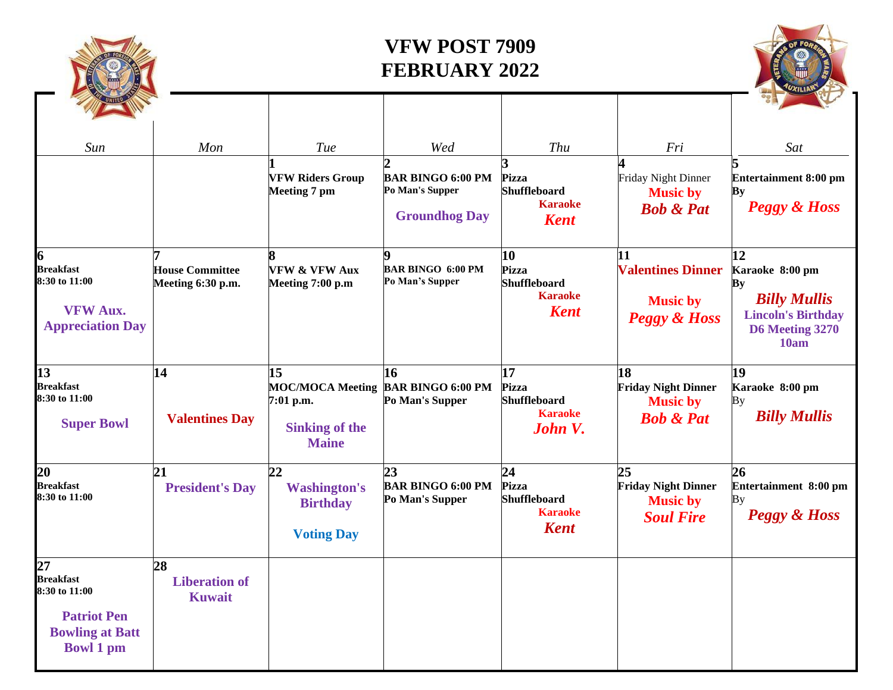# VFW POST 7909
# FEBRUARY 2022

| Sun | Mon | Tue | Wed | Thu | Fri | Sat |
|---|---|---|---|---|---|---|
| | | **1** **VFW Riders Group Meeting 7 pm** | **2** **BAR BINGO 6:00 PM** **Po Man's Supper** **Groundhog Day** | **3** **Pizza** **Shuffleboard** **Karaoke** ***Kent*** | **4** Friday Night Dinner **Music by** ***Bob & Pat*** | **5** **Entertainment 8:00 pm** **By** ***Peggy & Hoss*** |
| **6** **Breakfast** **8:30 to 11:00** **VFW Aux. Appreciation Day** | **7** **House Committee Meeting 6:30 p.m.** | **8** **VFW & VFW Aux Meeting 7:00 p.m** | **9** **BAR BINGO 6:00 PM** **Po Man's Supper** | **10** **Pizza** **Shuffleboard** **Karaoke** ***Kent*** | **11** **Valentines Dinner** **Music by** ***Peggy & Hoss*** | **12** **Karaoke 8:00 pm** **By** ***Billy Mullis*** **Lincoln's Birthday** **D6 Meeting 3270 10am** |
| **13** **Breakfast** **8:30 to 11:00** **Super Bowl** | **14** **Valentines Day** | **15** **MOC/MOCA Meeting** 7:01 p.m. **Sinking of the Maine** | **16** **BAR BINGO 6:00 PM** **Po Man's Supper** | **17** **Pizza** **Shuffleboard** **Karaoke** ***John V.*** | **18** **Friday Night Dinner** **Music by** ***Bob & Pat*** | **19** **Karaoke 8:00 pm** By ***Billy Mullis*** |
| **20** **Breakfast** **8:30 to 11:00** | **21** **President's Day** | **22** **Washington's Birthday** **Voting Day** | **23** **BAR BINGO 6:00 PM** **Po Man's Supper** | **24** **Pizza** **Shuffleboard** **Karaoke** ***Kent*** | **25** **Friday Night Dinner** **Music by** ***Soul Fire*** | **26** **Entertainment 8:00 pm** By ***Peggy & Hoss*** |
| **27** **Breakfast** **8:30 to 11:00** **Patriot Pen Bowling at Batt Bowl 1 pm** | **28** **Liberation of Kuwait** | | | | | |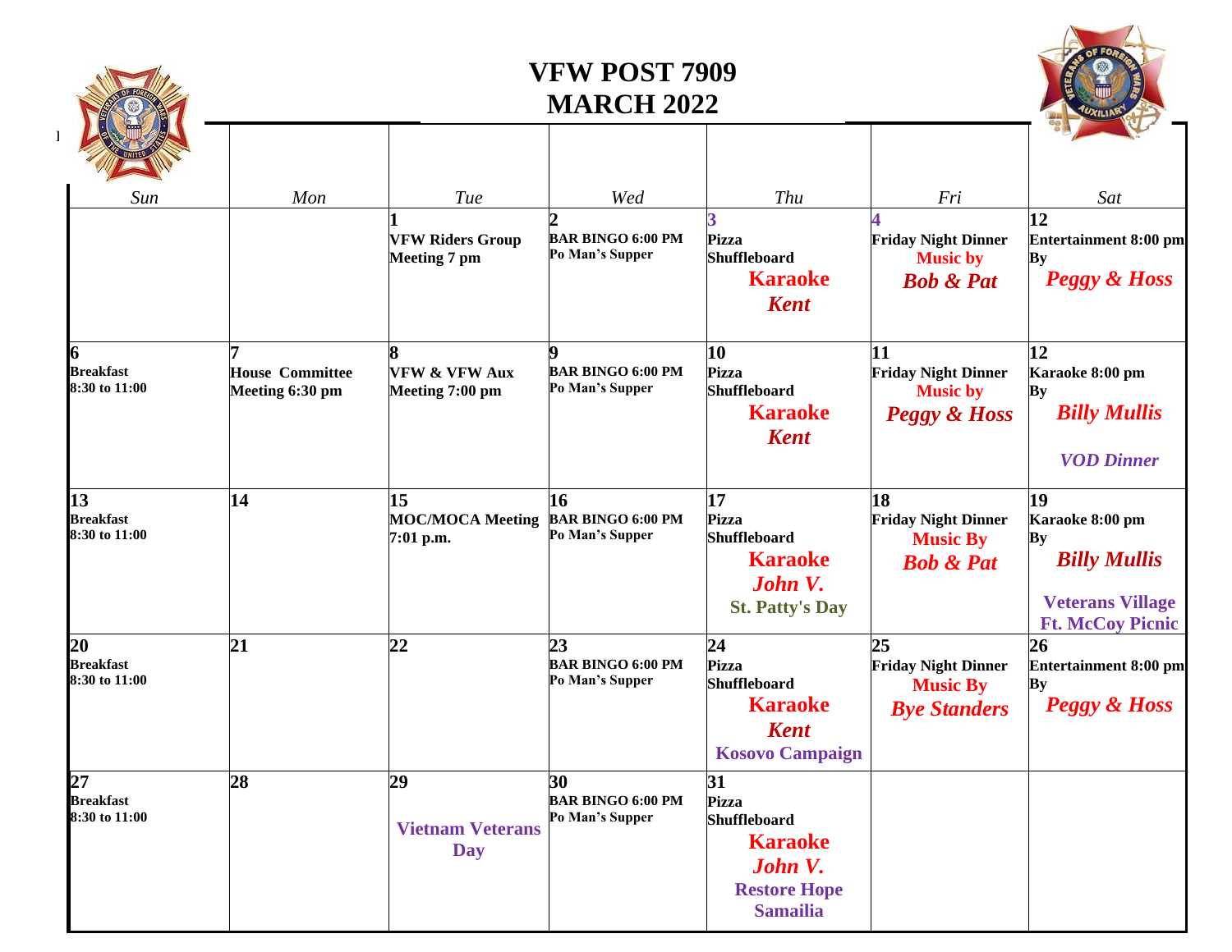# VFW POST 7909
## MARCH 2022

| Sun | Mon | Tue | Wed | Thu | Fri | Sat |
|---|---|---|---|---|---|---|
| | | **1** **VFW Riders Group Meeting 7 pm** | **2** **BAR BINGO 6:00 PM** **Po Man's Supper** | **3** **Pizza** **Shuffleboard** **Karaoke** ***Kent*** | **4** **Friday Night Dinner** **Music by** ***Bob & Pat*** | **12** **Entertainment 8:00 pm** **By** ***Peggy & Hoss*** |
| **6** **Breakfast** **8:30 to 11:00** | **7** **House Committee Meeting 6:30 pm** | **8** **VFW & VFW Aux Meeting 7:00 pm** | **9** **BAR BINGO 6:00 PM** **Po Man's Supper** | **10** **Pizza** **Shuffleboard** **Karaoke** ***Kent*** | **11** **Friday Night Dinner** **Music by** ***Peggy & Hoss*** | **12** **Karaoke 8:00 pm** **By** ***Billy Mullis*** ***VOD Dinner*** |
| **13** **Breakfast** **8:30 to 11:00** | **14** | **15** **MOC/MOCA Meeting 7:01 p.m.** | **16** **BAR BINGO 6:00 PM** **Po Man's Supper** | **17** **Pizza** **Shuffleboard** **Karaoke** ***John V.*** **St. Patty's Day** | **18** **Friday Night Dinner** **Music By** ***Bob & Pat*** | **19** **Karaoke 8:00 pm** **By** ***Billy Mullis*** **Veterans Village Ft. McCoy Picnic** |
| **20** **Breakfast** **8:30 to 11:00** | **21** | **22** | **23** **BAR BINGO 6:00 PM** **Po Man's Supper** | **24** **Pizza** **Shuffleboard** **Karaoke** ***Kent*** **Kosovo Campaign** | **25** **Friday Night Dinner** **Music By** ***Bye Standers*** | **26** **Entertainment 8:00 pm** **By** ***Peggy & Hoss*** |
| **27** **Breakfast** **8:30 to 11:00** | **28** | **29** **Vietnam Veterans Day** | **30** **BAR BINGO 6:00 PM** **Po Man's Supper** | **31** **Pizza** **Shuffleboard** **Karaoke** ***John V.*** **Restore Hope Samailia** | | |